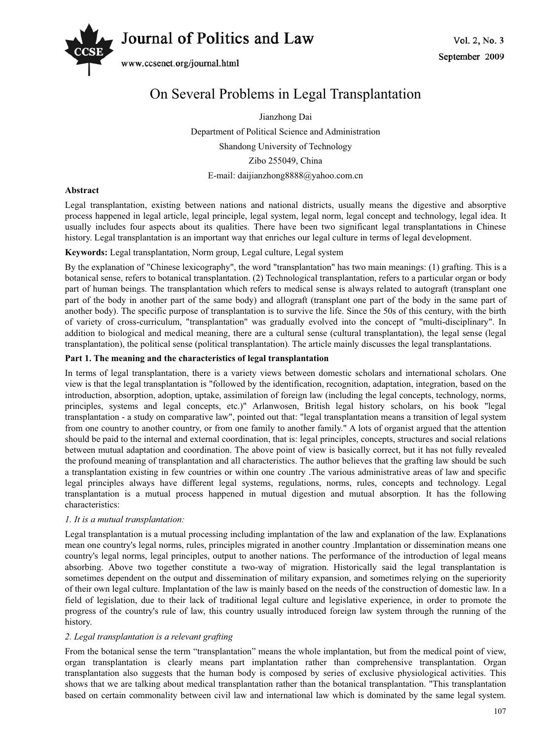# On Several Problems in Legal Transplantation

Jianzhong Dai

Department of Political Science and Administration

Shandong University of Technology

Zibo 255049, China

E-mail: daijianzhong8888@yahoo.com.cn

**Abstract**

Legal transplantation, existing between nations and national districts, usually means the digestive and absorptive process happened in legal article, legal principle, legal system, legal norm, legal concept and technology, legal idea. It usually includes four aspects about its qualities. There have been two significant legal transplantations in Chinese history. Legal transplantation is an important way that enriches our legal culture in terms of legal development.

**Keywords:** Legal transplantation, Norm group, Legal culture, Legal system

By the explanation of "Chinese lexicography", the word "transplantation" has two main meanings: (1) grafting. This is a botanical sense, refers to botanical transplantation. (2) Technological transplantation, refers to a particular organ or body part of human beings. The transplantation which refers to medical sense is always related to autograft (transplant one part of the body in another part of the same body) and allograft (transplant one part of the body in the same part of another body). The specific purpose of transplantation is to survive the life. Since the 50s of this century, with the birth of variety of cross-curriculum, "transplantation" was gradually evolved into the concept of "multi-disciplinary". In addition to biological and medical meaning, there are a cultural sense (cultural transplantation), the legal sense (legal transplantation), the political sense (political transplantation). The article mainly discusses the legal transplantations.

## Part 1. The meaning and the characteristics of legal transplantation

In terms of legal transplantation, there is a variety views between domestic scholars and international scholars. One view is that the legal transplantation is "followed by the identification, recognition, adaptation, integration, based on the introduction, absorption, adoption, uptake, assimilation of foreign law (including the legal concepts, technology, norms, principles, systems and legal concepts, etc.)" Arlanwosen, British legal history scholars, on his book "legal transplantation - a study on comparative law", pointed out that: "legal transplantation means a transition of legal system from one country to another country, or from one family to another family." A lots of organist argued that the attention should be paid to the internal and external coordination, that is: legal principles, concepts, structures and social relations between mutual adaptation and coordination. The above point of view is basically correct, but it has not fully revealed the profound meaning of transplantation and all characteristics. The author believes that the grafting law should be such a transplantation existing in few countries or within one country .The various administrative areas of law and specific legal principles always have different legal systems, regulations, norms, rules, concepts and technology. Legal transplantation is a mutual process happened in mutual digestion and mutual absorption. It has the following characteristics:

### *1. It is a mutual transplantation:*

Legal transplantation is a mutual processing including implantation of the law and explanation of the law. Explanations mean one country's legal norms, rules, principles migrated in another country .Implantation or dissemination means one country's legal norms, legal principles, output to another nations. The performance of the introduction of legal means absorbing. Above two together constitute a two-way of migration. Historically said the legal transplantation is sometimes dependent on the output and dissemination of military expansion, and sometimes relying on the superiority of their own legal culture. Implantation of the law is mainly based on the needs of the construction of domestic law. In a field of legislation, due to their lack of traditional legal culture and legislative experience, in order to promote the progress of the country's rule of law, this country usually introduced foreign law system through the running of the history.

### *2. Legal transplantation is a relevant grafting*

From the botanical sense the term "transplantation" means the whole implantation, but from the medical point of view, organ transplantation is clearly means part implantation rather than comprehensive transplantation. Organ transplantation also suggests that the human body is composed by series of exclusive physiological activities. This shows that we are talking about medical transplantation rather than the botanical transplantation. "This transplantation based on certain commonality between civil law and international law which is dominated by the same legal system.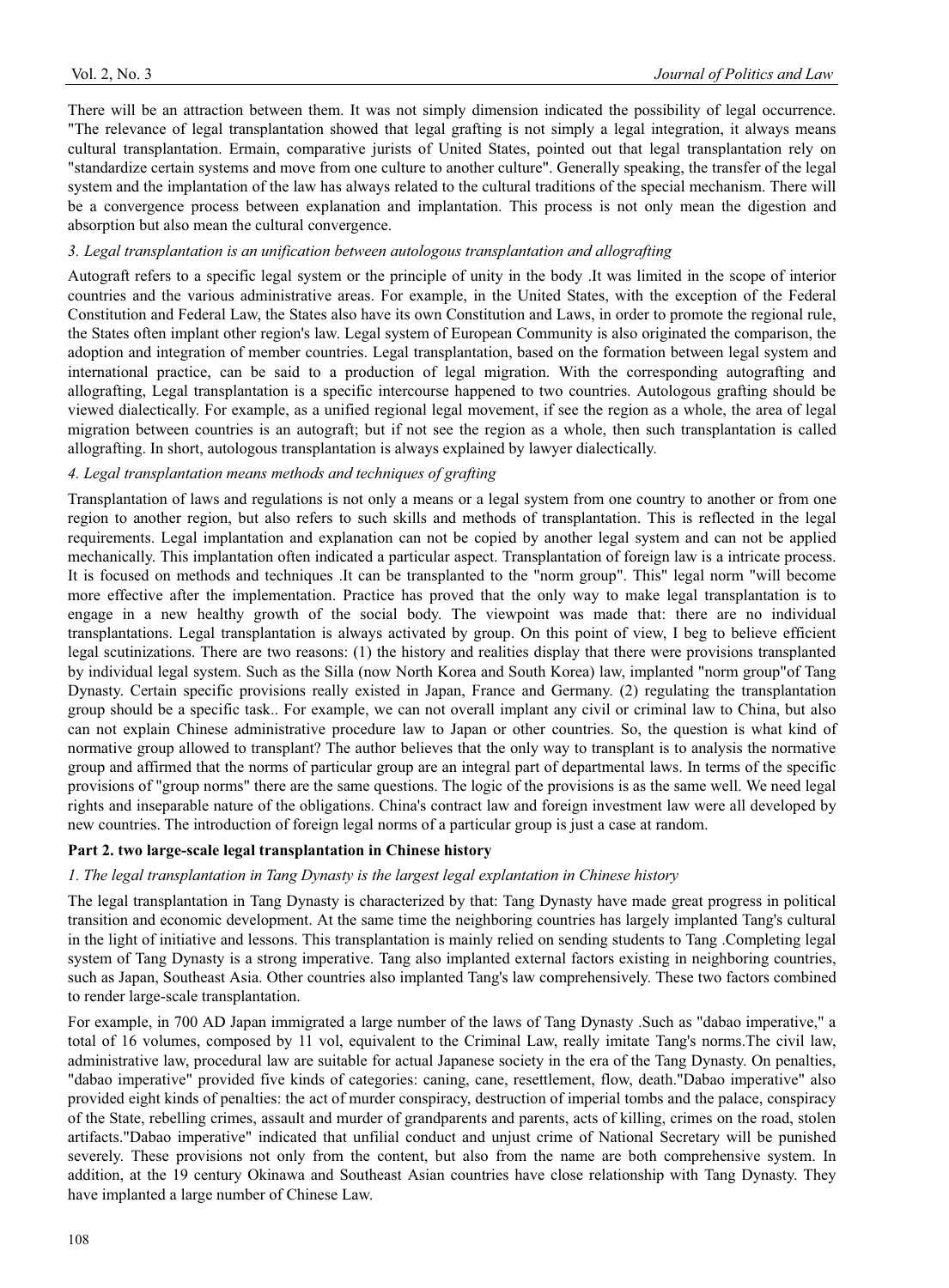There will be an attraction between them. It was not simply dimension indicated the possibility of legal occurrence. "The relevance of legal transplantation showed that legal grafting is not simply a legal integration, it always means cultural transplantation. Ermain, comparative jurists of United States, pointed out that legal transplantation rely on "standardize certain systems and move from one culture to another culture". Generally speaking, the transfer of the legal system and the implantation of the law has always related to the cultural traditions of the special mechanism. There will be a convergence process between explanation and implantation. This process is not only mean the digestion and absorption but also mean the cultural convergence.

*3. Legal transplantation is an unification between autologous transplantation and allografting*

Autograft refers to a specific legal system or the principle of unity in the body .It was limited in the scope of interior countries and the various administrative areas. For example, in the United States, with the exception of the Federal Constitution and Federal Law, the States also have its own Constitution and Laws, in order to promote the regional rule, the States often implant other region's law. Legal system of European Community is also originated the comparison, the adoption and integration of member countries. Legal transplantation, based on the formation between legal system and international practice, can be said to a production of legal migration. With the corresponding autografting and allografting, Legal transplantation is a specific intercourse happened to two countries. Autologous grafting should be viewed dialectically. For example, as a unified regional legal movement, if see the region as a whole, the area of legal migration between countries is an autograft; but if not see the region as a whole, then such transplantation is called allografting. In short, autologous transplantation is always explained by lawyer dialectically.

*4. Legal transplantation means methods and techniques of grafting*

Transplantation of laws and regulations is not only a means or a legal system from one country to another or from one region to another region, but also refers to such skills and methods of transplantation. This is reflected in the legal requirements. Legal implantation and explanation can not be copied by another legal system and can not be applied mechanically. This implantation often indicated a particular aspect. Transplantation of foreign law is a intricate process. It is focused on methods and techniques .It can be transplanted to the "norm group". This" legal norm "will become more effective after the implementation. Practice has proved that the only way to make legal transplantation is to engage in a new healthy growth of the social body. The viewpoint was made that: there are no individual transplantations. Legal transplantation is always activated by group. On this point of view, I beg to believe efficient legal scutinizations. There are two reasons: (1) the history and realities display that there were provisions transplanted by individual legal system. Such as the Silla (now North Korea and South Korea) law, implanted "norm group"of Tang Dynasty. Certain specific provisions really existed in Japan, France and Germany. (2) regulating the transplantation group should be a specific task.. For example, we can not overall implant any civil or criminal law to China, but also can not explain Chinese administrative procedure law to Japan or other countries. So, the question is what kind of normative group allowed to transplant? The author believes that the only way to transplant is to analysis the normative group and affirmed that the norms of particular group are an integral part of departmental laws. In terms of the specific provisions of "group norms" there are the same questions. The logic of the provisions is as the same well. We need legal rights and inseparable nature of the obligations. China's contract law and foreign investment law were all developed by new countries. The introduction of foreign legal norms of a particular group is just a case at random.

## Part 2. two large-scale legal transplantation in Chinese history

*1. The legal transplantation in Tang Dynasty is the largest legal explantation in Chinese history*

The legal transplantation in Tang Dynasty is characterized by that: Tang Dynasty have made great progress in political transition and economic development. At the same time the neighboring countries has largely implanted Tang's cultural in the light of initiative and lessons. This transplantation is mainly relied on sending students to Tang .Completing legal system of Tang Dynasty is a strong imperative. Tang also implanted external factors existing in neighboring countries, such as Japan, Southeast Asia. Other countries also implanted Tang's law comprehensively. These two factors combined to render large-scale transplantation.

For example, in 700 AD Japan immigrated a large number of the laws of Tang Dynasty .Such as "dabao imperative," a total of 16 volumes, composed by 11 vol, equivalent to the Criminal Law, really imitate Tang's norms.The civil law, administrative law, procedural law are suitable for actual Japanese society in the era of the Tang Dynasty. On penalties, "dabao imperative" provided five kinds of categories: caning, cane, resettlement, flow, death."Dabao imperative" also provided eight kinds of penalties: the act of murder conspiracy, destruction of imperial tombs and the palace, conspiracy of the State, rebelling crimes, assault and murder of grandparents and parents, acts of killing, crimes on the road, stolen artifacts."Dabao imperative" indicated that unfilial conduct and unjust crime of National Secretary will be punished severely. These provisions not only from the content, but also from the name are both comprehensive system. In addition, at the 19 century Okinawa and Southeast Asian countries have close relationship with Tang Dynasty. They have implanted a large number of Chinese Law.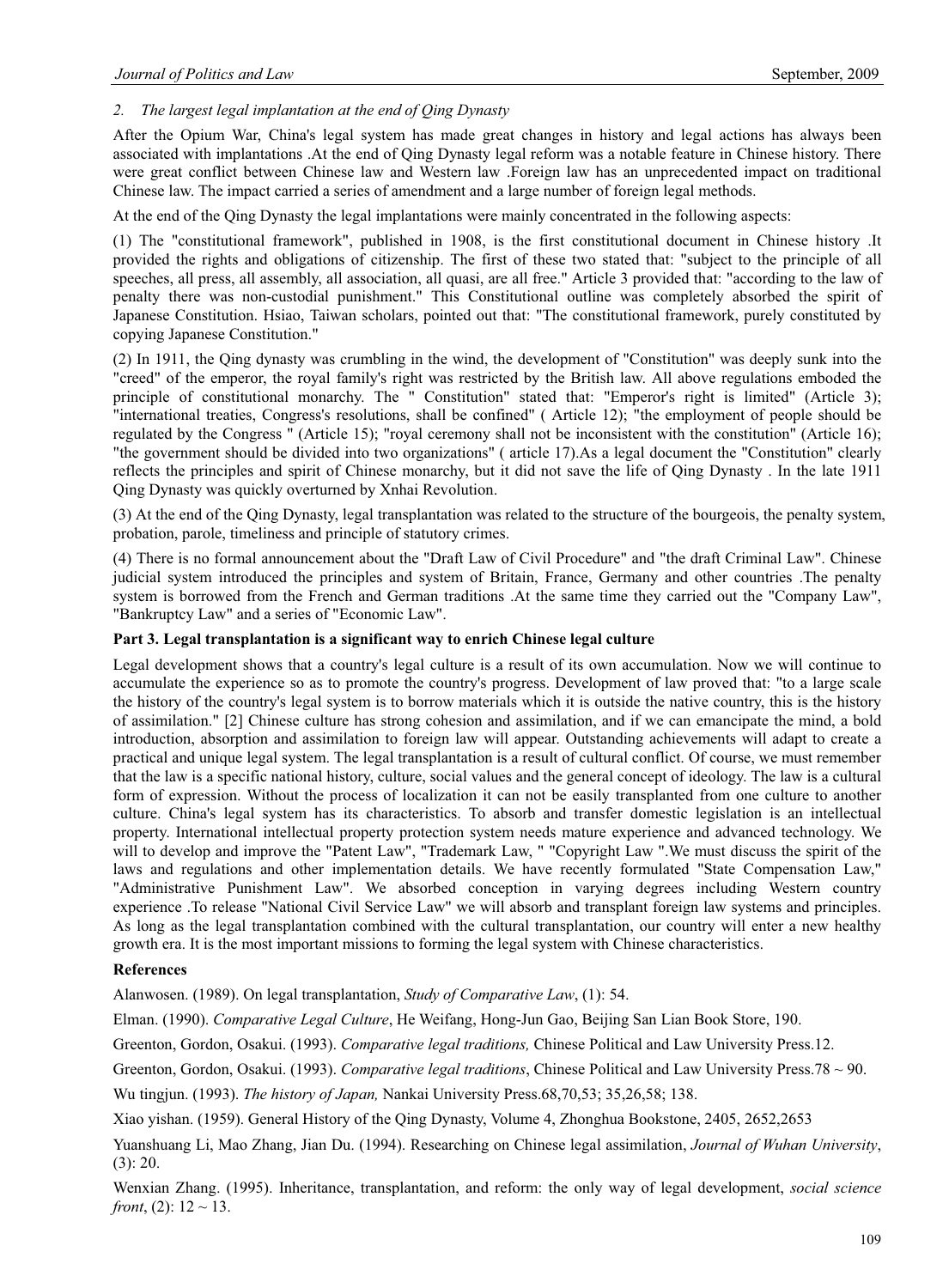*2. The largest legal implantation at the end of Qing Dynasty*

After the Opium War, China's legal system has made great changes in history and legal actions has always been associated with implantations .At the end of Qing Dynasty legal reform was a notable feature in Chinese history. There were great conflict between Chinese law and Western law .Foreign law has an unprecedented impact on traditional Chinese law. The impact carried a series of amendment and a large number of foreign legal methods.

At the end of the Qing Dynasty the legal implantations were mainly concentrated in the following aspects:

(1) The "constitutional framework", published in 1908, is the first constitutional document in Chinese history .It provided the rights and obligations of citizenship. The first of these two stated that: "subject to the principle of all speeches, all press, all assembly, all association, all quasi, are all free." Article 3 provided that: "according to the law of penalty there was non-custodial punishment." This Constitutional outline was completely absorbed the spirit of Japanese Constitution. Hsiao, Taiwan scholars, pointed out that: "The constitutional framework, purely constituted by copying Japanese Constitution."

(2) In 1911, the Qing dynasty was crumbling in the wind, the development of "Constitution" was deeply sunk into the "creed" of the emperor, the royal family's right was restricted by the British law. All above regulations emboded the principle of constitutional monarchy. The " Constitution" stated that: "Emperor's right is limited" (Article 3); "international treaties, Congress's resolutions, shall be confined" ( Article 12); "the employment of people should be regulated by the Congress " (Article 15); "royal ceremony shall not be inconsistent with the constitution" (Article 16); "the government should be divided into two organizations" ( article 17).As a legal document the "Constitution" clearly reflects the principles and spirit of Chinese monarchy, but it did not save the life of Qing Dynasty . In the late 1911 Qing Dynasty was quickly overturned by Xnhai Revolution.

(3) At the end of the Qing Dynasty, legal transplantation was related to the structure of the bourgeois, the penalty system, probation, parole, timeliness and principle of statutory crimes.

(4) There is no formal announcement about the "Draft Law of Civil Procedure" and "the draft Criminal Law". Chinese judicial system introduced the principles and system of Britain, France, Germany and other countries .The penalty system is borrowed from the French and German traditions .At the same time they carried out the "Company Law", "Bankruptcy Law" and a series of "Economic Law".

**Part 3. Legal transplantation is a significant way to enrich Chinese legal culture**

Legal development shows that a country's legal culture is a result of its own accumulation. Now we will continue to accumulate the experience so as to promote the country's progress. Development of law proved that: "to a large scale the history of the country's legal system is to borrow materials which it is outside the native country, this is the history of assimilation." [2] Chinese culture has strong cohesion and assimilation, and if we can emancipate the mind, a bold introduction, absorption and assimilation to foreign law will appear. Outstanding achievements will adapt to create a practical and unique legal system. The legal transplantation is a result of cultural conflict. Of course, we must remember that the law is a specific national history, culture, social values and the general concept of ideology. The law is a cultural form of expression. Without the process of localization it can not be easily transplanted from one culture to another culture. China's legal system has its characteristics. To absorb and transfer domestic legislation is an intellectual property. International intellectual property protection system needs mature experience and advanced technology. We will to develop and improve the "Patent Law", "Trademark Law, " "Copyright Law ".We must discuss the spirit of the laws and regulations and other implementation details. We have recently formulated "State Compensation Law," "Administrative Punishment Law". We absorbed conception in varying degrees including Western country experience .To release "National Civil Service Law" we will absorb and transplant foreign law systems and principles. As long as the legal transplantation combined with the cultural transplantation, our country will enter a new healthy growth era. It is the most important missions to forming the legal system with Chinese characteristics.

**References**

Alanwosen. (1989). On legal transplantation, *Study of Comparative Law*, (1): 54.

Elman. (1990). *Comparative Legal Culture*, He Weifang, Hong-Jun Gao, Beijing San Lian Book Store, 190.

Greenton, Gordon, Osakui. (1993). *Comparative legal traditions,* Chinese Political and Law University Press.12.

Greenton, Gordon, Osakui. (1993). *Comparative legal traditions*, Chinese Political and Law University Press.78 ~ 90.

Wu tingjun. (1993). *The history of Japan,* Nankai University Press.68,70,53; 35,26,58; 138.

Xiao yishan. (1959). General History of the Qing Dynasty, Volume 4, Zhonghua Bookstone, 2405, 2652,2653

Yuanshuang Li, Mao Zhang, Jian Du. (1994). Researching on Chinese legal assimilation, *Journal of Wuhan University*, (3): 20.

Wenxian Zhang. (1995). Inheritance, transplantation, and reform: the only way of legal development, *social science front*, (2): 12 ~ 13.